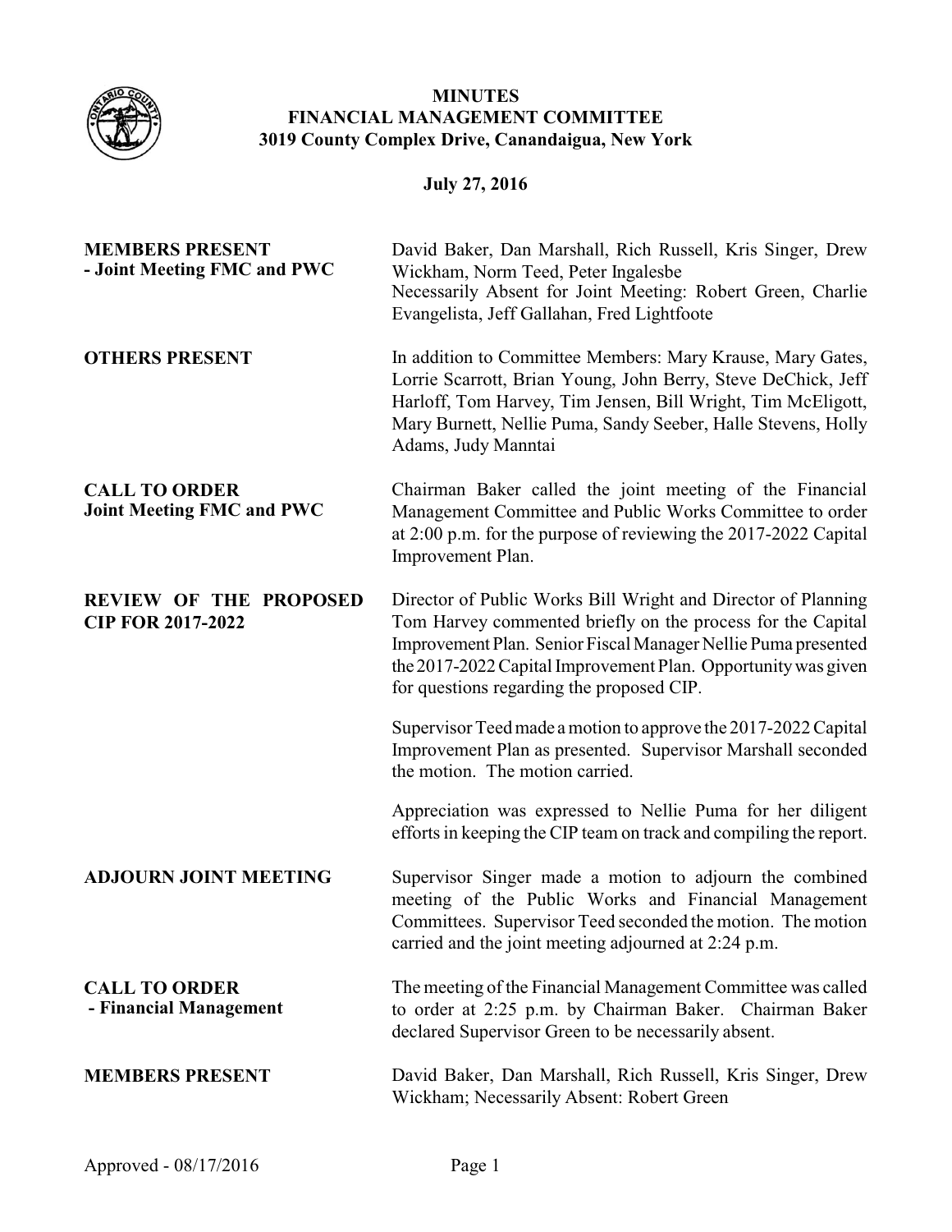# MINUTES
## FINANCIAL MANAGEMENT COMMITTEE
### 3019 County Complex Drive, Canandaigua, New York

**July 27, 2016**

**MEMBERS PRESENT - Joint Meeting FMC and PWC**

David Baker, Dan Marshall, Rich Russell, Kris Singer, Drew Wickham, Norm Teed, Peter Ingalesbe
Necessarily Absent for Joint Meeting: Robert Green, Charlie Evangelista, Jeff Gallahan, Fred Lightfoote

**OTHERS PRESENT**

In addition to Committee Members: Mary Krause, Mary Gates, Lorrie Scarrott, Brian Young, John Berry, Steve DeChick, Jeff Harloff, Tom Harvey, Tim Jensen, Bill Wright, Tim McEligott, Mary Burnett, Nellie Puma, Sandy Seeber, Halle Stevens, Holly Adams, Judy Manntai

**CALL TO ORDER Joint Meeting FMC and PWC**

Chairman Baker called the joint meeting of the Financial Management Committee and Public Works Committee to order at 2:00 p.m. for the purpose of reviewing the 2017-2022 Capital Improvement Plan.

**REVIEW OF THE PROPOSED CIP FOR 2017-2022**

Director of Public Works Bill Wright and Director of Planning Tom Harvey commented briefly on the process for the Capital Improvement Plan. Senior Fiscal Manager Nellie Puma presented the 2017-2022 Capital Improvement Plan. Opportunity was given for questions regarding the proposed CIP.

Supervisor Teed made a motion to approve the 2017-2022 Capital Improvement Plan as presented. Supervisor Marshall seconded the motion. The motion carried.

Appreciation was expressed to Nellie Puma for her diligent efforts in keeping the CIP team on track and compiling the report.

**ADJOURN JOINT MEETING**

Supervisor Singer made a motion to adjourn the combined meeting of the Public Works and Financial Management Committees. Supervisor Teed seconded the motion. The motion carried and the joint meeting adjourned at 2:24 p.m.

**CALL TO ORDER - Financial Management**

The meeting of the Financial Management Committee was called to order at 2:25 p.m. by Chairman Baker. Chairman Baker declared Supervisor Green to be necessarily absent.

**MEMBERS PRESENT**

David Baker, Dan Marshall, Rich Russell, Kris Singer, Drew Wickham; Necessarily Absent: Robert Green

Approved - 08/17/2016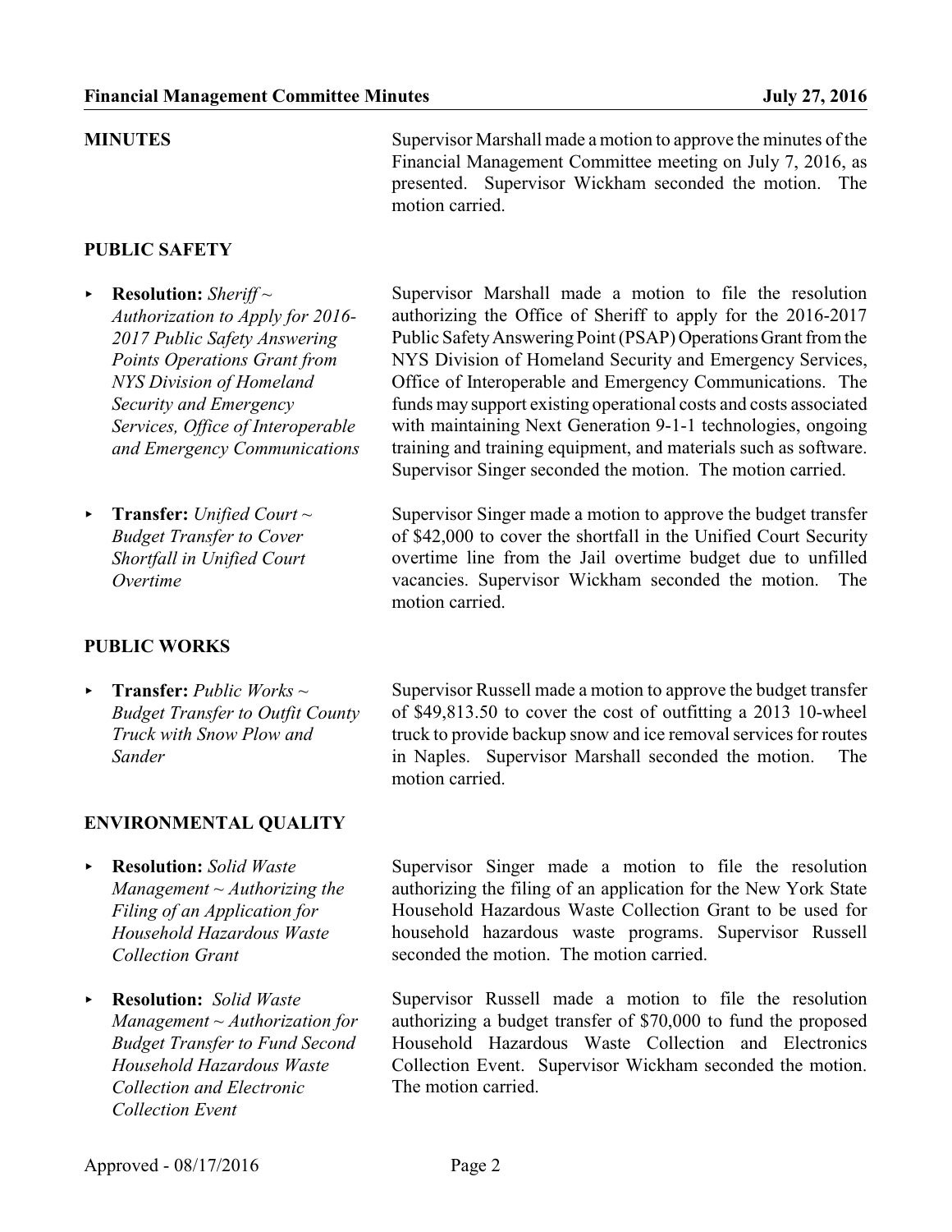**MINUTES**

Supervisor Marshall made a motion to approve the minutes of the Financial Management Committee meeting on July 7, 2016, as presented. Supervisor Wickham seconded the motion. The motion carried.

**PUBLIC SAFETY**

- **Resolution:** *Sheriff ~ Authorization to Apply for 2016-2017 Public Safety Answering Points Operations Grant from NYS Division of Homeland Security and Emergency Services, Office of Interoperable and Emergency Communications*

  Supervisor Marshall made a motion to file the resolution authorizing the Office of Sheriff to apply for the 2016-2017 Public Safety Answering Point (PSAP) Operations Grant from the NYS Division of Homeland Security and Emergency Services, Office of Interoperable and Emergency Communications. The funds may support existing operational costs and costs associated with maintaining Next Generation 9-1-1 technologies, ongoing training and training equipment, and materials such as software. Supervisor Singer seconded the motion. The motion carried.

- **Transfer:** *Unified Court ~ Budget Transfer to Cover Shortfall in Unified Court Overtime*

  Supervisor Singer made a motion to approve the budget transfer of $42,000 to cover the shortfall in the Unified Court Security overtime line from the Jail overtime budget due to unfilled vacancies. Supervisor Wickham seconded the motion. The motion carried.

**PUBLIC WORKS**

- **Transfer:** *Public Works ~ Budget Transfer to Outfit County Truck with Snow Plow and Sander*

  Supervisor Russell made a motion to approve the budget transfer of $49,813.50 to cover the cost of outfitting a 2013 10-wheel truck to provide backup snow and ice removal services for routes in Naples. Supervisor Marshall seconded the motion. The motion carried.

**ENVIRONMENTAL QUALITY**

- **Resolution:** *Solid Waste Management ~ Authorizing the Filing of an Application for Household Hazardous Waste Collection Grant*

  Supervisor Singer made a motion to file the resolution authorizing the filing of an application for the New York State Household Hazardous Waste Collection Grant to be used for household hazardous waste programs. Supervisor Russell seconded the motion. The motion carried.

- **Resolution:** *Solid Waste Management ~ Authorization for Budget Transfer to Fund Second Household Hazardous Waste Collection and Electronic Collection Event*

  Supervisor Russell made a motion to file the resolution authorizing a budget transfer of $70,000 to fund the proposed Household Hazardous Waste Collection and Electronics Collection Event. Supervisor Wickham seconded the motion. The motion carried.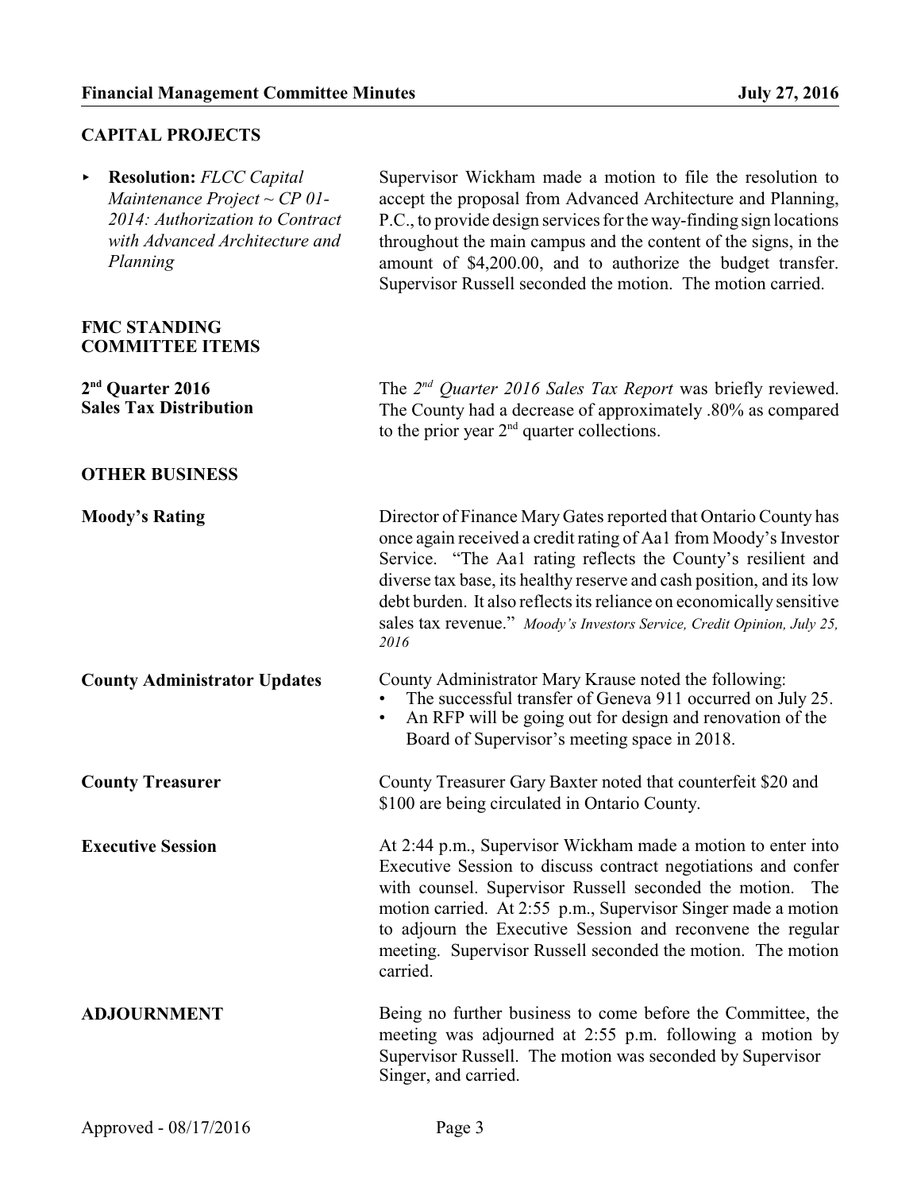## CAPITAL PROJECTS

- **Resolution:** *FLCC Capital Maintenance Project ~ CP 01-2014: Authorization to Contract with Advanced Architecture and Planning*

Supervisor Wickham made a motion to file the resolution to accept the proposal from Advanced Architecture and Planning, P.C., to provide design services for the way-finding sign locations throughout the main campus and the content of the signs, in the amount of $4,200.00, and to authorize the budget transfer. Supervisor Russell seconded the motion. The motion carried.

## FMC STANDING COMMITTEE ITEMS

**2nd Quarter 2016 Sales Tax Distribution**

The *2nd Quarter 2016 Sales Tax Report* was briefly reviewed. The County had a decrease of approximately .80% as compared to the prior year 2nd quarter collections.

## OTHER BUSINESS

**Moody's Rating**

Director of Finance Mary Gates reported that Ontario County has once again received a credit rating of Aa1 from Moody's Investor Service. "The Aa1 rating reflects the County's resilient and diverse tax base, its healthy reserve and cash position, and its low debt burden. It also reflects its reliance on economically sensitive sales tax revenue." *Moody's Investors Service, Credit Opinion, July 25, 2016*

**County Administrator Updates**

County Administrator Mary Krause noted the following:

- The successful transfer of Geneva 911 occurred on July 25.
- An RFP will be going out for design and renovation of the Board of Supervisor's meeting space in 2018.

**County Treasurer**

County Treasurer Gary Baxter noted that counterfeit $20 and $100 are being circulated in Ontario County.

**Executive Session**

At 2:44 p.m., Supervisor Wickham made a motion to enter into Executive Session to discuss contract negotiations and confer with counsel. Supervisor Russell seconded the motion. The motion carried. At 2:55 p.m., Supervisor Singer made a motion to adjourn the Executive Session and reconvene the regular meeting. Supervisor Russell seconded the motion. The motion carried.

## ADJOURNMENT

Being no further business to come before the Committee, the meeting was adjourned at 2:55 p.m. following a motion by Supervisor Russell. The motion was seconded by Supervisor Singer, and carried.

Approved - 08/17/2016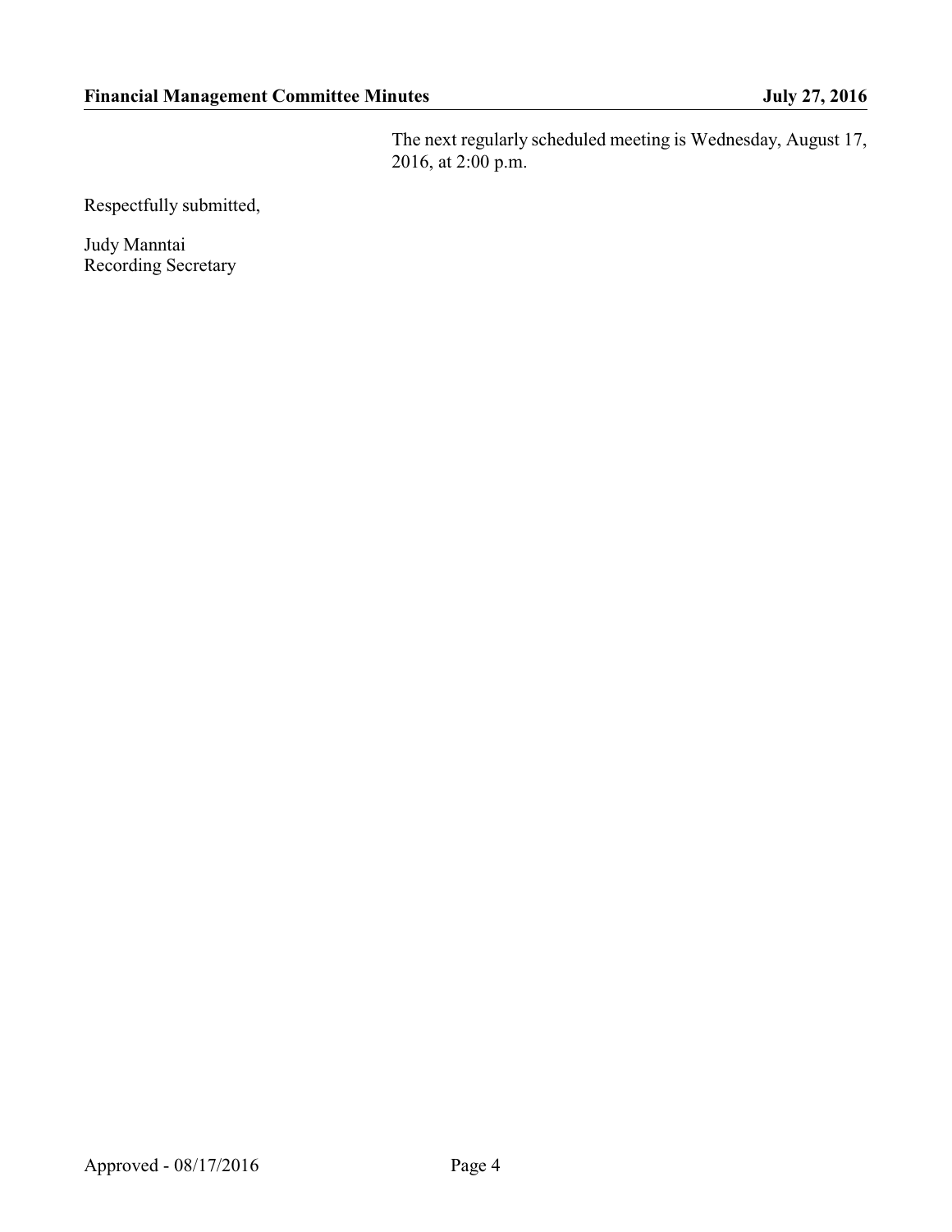The next regularly scheduled meeting is Wednesday, August 17, 2016, at 2:00 p.m.

Respectfully submitted,

Judy Manntai
Recording Secretary

Approved - 08/17/2016